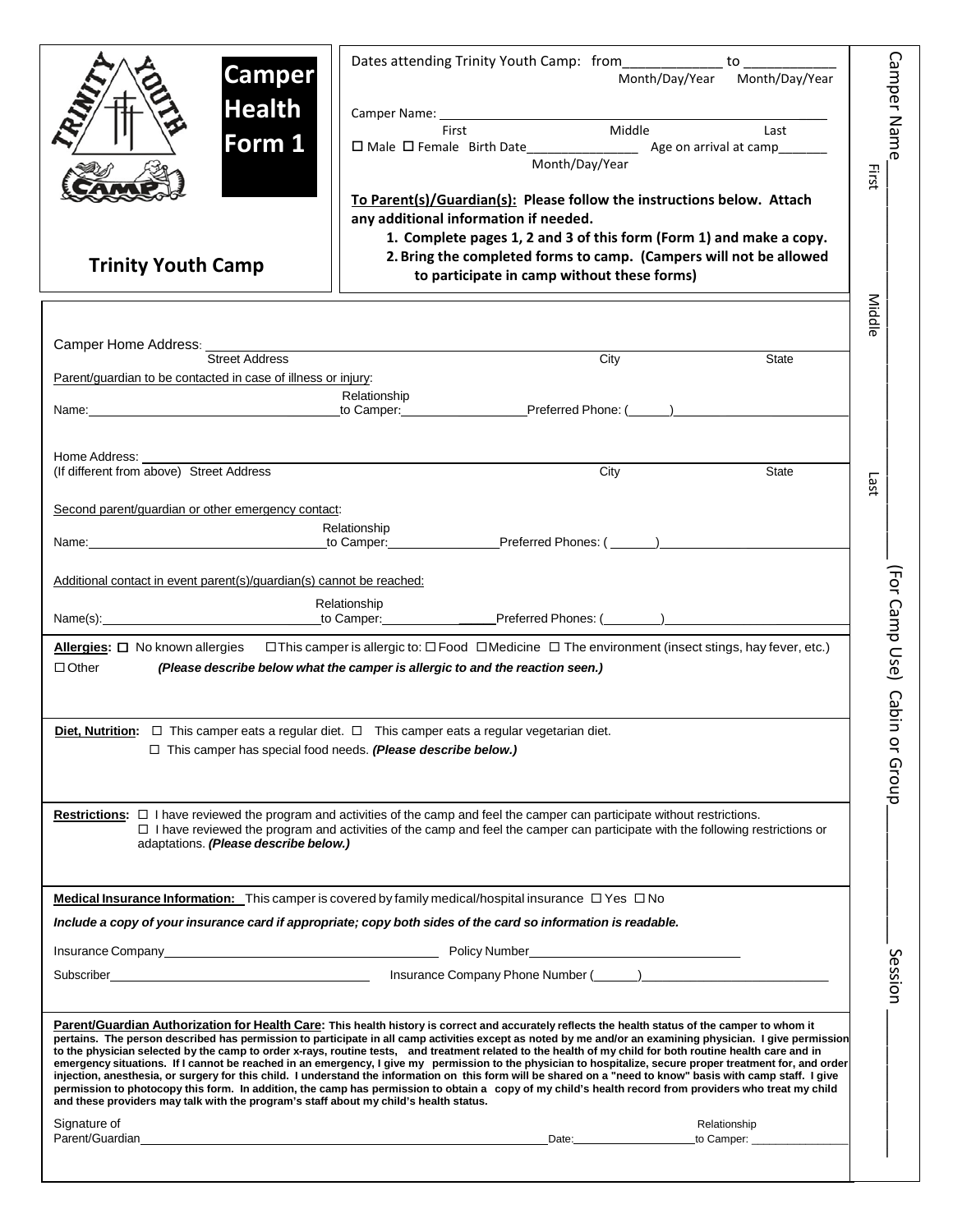# Camper Health Form 1

**Trinity Youth Camp**

Dates attending Trinity Youth Camp: from_____________ to ____________
Month/Day/Year Month/Day/Year

Camper Name: ___________________________________________
First Middle Last

☐ Male ☐ Female Birth Date_______________ Age on arrival at camp_______
Month/Day/Year

**To Parent(s)/Guardian(s): Please follow the instructions below. Attach any additional information if needed.**

**1. Complete pages 1, 2 and 3 of this form (Form 1) and make a copy.**

**2. Bring the completed forms to camp. (Campers will not be allowed to participate in camp without these forms)**

Camper Name First ______ Middle ______ Last ______ (For Camp Use) Cabin or Group______ Session ______

Camper Home Address: ___________________________________________
Street Address City State

Parent/guardian to be contacted in case of illness or injury:

Name:______________________ Relationship to Camper:______________ Preferred Phone: (______)______________

Home Address: ___________________________________________
(If different from above) Street Address City State

Second parent/guardian or other emergency contact:

Name:______________________ Relationship to Camper:______________ Preferred Phones: ( ______)______________

Additional contact in event parent(s)/guardian(s) cannot be reached:

Name(s):______________________ Relationship to Camper:______________ Preferred Phones: (________)______________

**Allergies:** ☐ No known allergies ☐ This camper is allergic to: ☐ Food ☐ Medicine ☐ The environment (insect stings, hay fever, etc.) ☐ Other ***(Please describe below what the camper is allergic to and the reaction seen.)***

**Diet, Nutrition:** ☐ This camper eats a regular diet. ☐ This camper eats a regular vegetarian diet.
☐ This camper has special food needs. ***(Please describe below.)***

**Restrictions:** ☐ I have reviewed the program and activities of the camp and feel the camper can participate without restrictions.
☐ I have reviewed the program and activities of the camp and feel the camper can participate with the following restrictions or adaptations. ***(Please describe below.)***

**Medical Insurance Information:** This camper is covered by family medical/hospital insurance ☐ Yes ☐ No

***Include a copy of your insurance card if appropriate; copy both sides of the card so information is readable.***

Insurance Company______________________ Policy Number______________________

Subscriber______________________ Insurance Company Phone Number (______)______________________

**Parent/Guardian Authorization for Health Care: This health history is correct and accurately reflects the health status of the camper to whom it pertains. The person described has permission to participate in all camp activities except as noted by me and/or an examining physician. I give permission to the physician selected by the camp to order x-rays, routine tests, and treatment related to the health of my child for both routine health care and in emergency situations. If I cannot be reached in an emergency, I give my permission to the physician to hospitalize, secure proper treatment for, and order injection, anesthesia, or surgery for this child. I understand the information on this form will be shared on a "need to know" basis with camp staff. I give permission to photocopy this form. In addition, the camp has permission to obtain a copy of my child's health record from providers who treat my child and these providers may talk with the program's staff about my child's health status.**

Signature of Parent/Guardian______________________ Date:______________ Relationship to Camper: ______________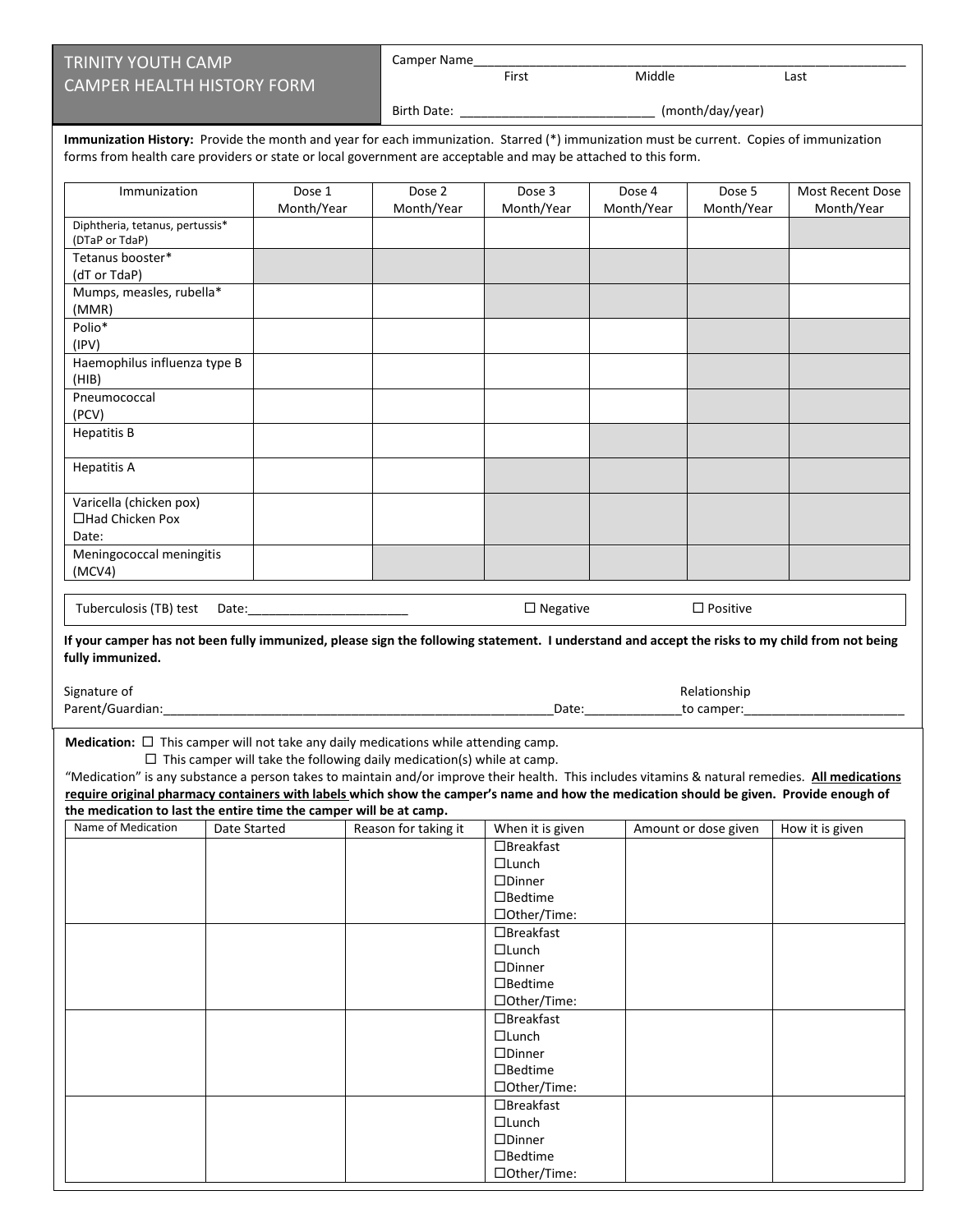# TRINITY YOUTH CAMP
# CAMPER HEALTH HISTORY FORM

Camper Name___________________________________________________________
First Middle Last

Birth Date: ____________________________ (month/day/year)

**Immunization History:** Provide the month and year for each immunization. Starred (*) immunization must be current. Copies of immunization forms from health care providers or state or local government are acceptable and may be attached to this form.

| Immunization | Dose 1 Month/Year | Dose 2 Month/Year | Dose 3 Month/Year | Dose 4 Month/Year | Dose 5 Month/Year | Most Recent Dose Month/Year |
|---|---|---|---|---|---|---|
| Diphtheria, tetanus, pertussis* (DTaP or TdaP) | | | | | | |
| Tetanus booster* (dT or TdaP) | | | | | | |
| Mumps, measles, rubella* (MMR) | | | | | | |
| Polio* (IPV) | | | | | | |
| Haemophilus influenza type B (HIB) | | | | | | |
| Pneumococcal (PCV) | | | | | | |
| Hepatitis B | | | | | | |
| Hepatitis A | | | | | | |
| Varicella (chicken pox) ☐Had Chicken Pox Date: | | | | | | |
| Meningococcal meningitis (MCV4) | | | | | | |

Tuberculosis (TB) test Date:_______________________ ☐ Negative ☐ Positive

**If your camper has not been fully immunized, please sign the following statement. I understand and accept the risks to my child from not being fully immunized.**

Signature of Parent/Guardian:_________________________________________________________Date:_____________ Relationship to camper:_______________________

**Medication:** ☐ This camper will not take any daily medications while attending camp.
☐ This camper will take the following daily medication(s) while at camp.

"Medication" is any substance a person takes to maintain and/or improve their health. This includes vitamins & natural remedies. **<u>All medications require original pharmacy containers with labels</u> which show the camper's name and how the medication should be given. Provide enough of the medication to last the entire time the camper will be at camp.**

| Name of Medication | Date Started | Reason for taking it | When it is given | Amount or dose given | How it is given |
|---|---|---|---|---|---|
| | | | ☐Breakfast ☐Lunch ☐Dinner ☐Bedtime ☐Other/Time: | | |
| | | | ☐Breakfast ☐Lunch ☐Dinner ☐Bedtime ☐Other/Time: | | |
| | | | ☐Breakfast ☐Lunch ☐Dinner ☐Bedtime ☐Other/Time: | | |
| | | | ☐Breakfast ☐Lunch ☐Dinner ☐Bedtime ☐Other/Time: | | |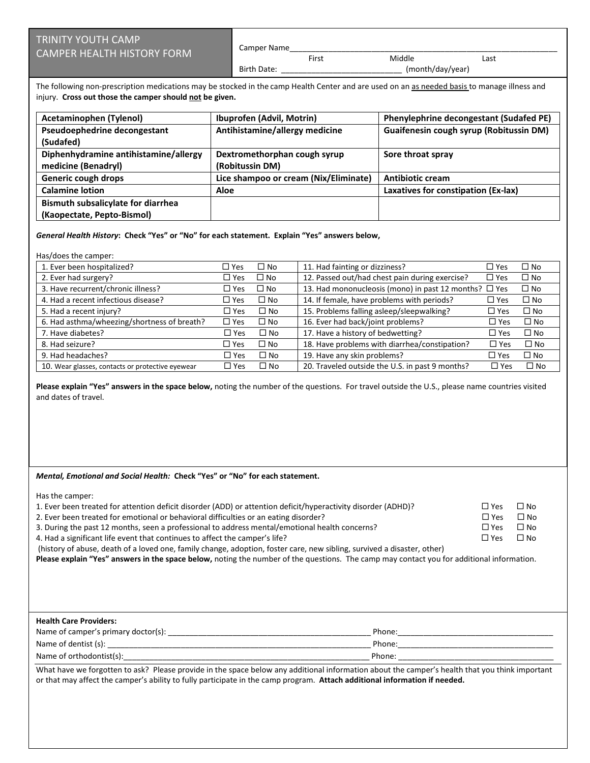# TRINITY YOUTH CAMP
# CAMPER HEALTH HISTORY FORM

Camper Name_______________________________________________________________
First Middle Last

Birth Date: ___________________________ (month/day/year)

The following non-prescription medications may be stocked in the camp Health Center and are used on an as needed basis to manage illness and injury. **Cross out those the camper should not be given.**

| | | |
|---|---|---|
| **Acetaminophen (Tylenol)** | **Ibuprofen (Advil, Motrin)** | **Phenylephrine decongestant (Sudafed PE)** |
| **Pseudoephedrine decongestant (Sudafed)** | **Antihistamine/allergy medicine** | **Guaifenesin cough syrup (Robitussin DM)** |
| **Diphenhydramine antihistamine/allergy medicine (Benadryl)** | **Dextromethorphan cough syrup (Robitussin DM)** | **Sore throat spray** |
| **Generic cough drops** | **Lice shampoo or cream (Nix/Eliminate)** | **Antibiotic cream** |
| **Calamine lotion** | **Aloe** | **Laxatives for constipation (Ex-lax)** |
| **Bismuth subsalicylate for diarrhea (Kaopectate, Pepto-Bismol)** | | |

***General Health History*: Check "Yes" or "No" for each statement. Explain "Yes" answers below,**

Has/does the camper:

| | | | | | |
|---|---|---|---|---|---|
| 1. Ever been hospitalized? | ☐ Yes | ☐ No | 11. Had fainting or dizziness? | ☐ Yes | ☐ No |
| 2. Ever had surgery? | ☐ Yes | ☐ No | 12. Passed out/had chest pain during exercise? | ☐ Yes | ☐ No |
| 3. Have recurrent/chronic illness? | ☐ Yes | ☐ No | 13. Had mononucleosis (mono) in past 12 months? | ☐ Yes | ☐ No |
| 4. Had a recent infectious disease? | ☐ Yes | ☐ No | 14. If female, have problems with periods? | ☐ Yes | ☐ No |
| 5. Had a recent injury? | ☐ Yes | ☐ No | 15. Problems falling asleep/sleepwalking? | ☐ Yes | ☐ No |
| 6. Had asthma/wheezing/shortness of breath? | ☐ Yes | ☐ No | 16. Ever had back/joint problems? | ☐ Yes | ☐ No |
| 7. Have diabetes? | ☐ Yes | ☐ No | 17. Have a history of bedwetting? | ☐ Yes | ☐ No |
| 8. Had seizure? | ☐ Yes | ☐ No | 18. Have problems with diarrhea/constipation? | ☐ Yes | ☐ No |
| 9. Had headaches? | ☐ Yes | ☐ No | 19. Have any skin problems? | ☐ Yes | ☐ No |
| 10. Wear glasses, contacts or protective eyewear | ☐ Yes | ☐ No | 20. Traveled outside the U.S. in past 9 months? | ☐ Yes | ☐ No |

**Please explain "Yes" answers in the space below,** noting the number of the questions. For travel outside the U.S., please name countries visited and dates of travel.

***Mental, Emotional and Social Health:* Check "Yes" or "No" for each statement.**

Has the camper:

| | | |
|---|---|---|
| 1. Ever been treated for attention deficit disorder (ADD) or attention deficit/hyperactivity disorder (ADHD)? | ☐ Yes | ☐ No |
| 2. Ever been treated for emotional or behavioral difficulties or an eating disorder? | ☐ Yes | ☐ No |
| 3. During the past 12 months, seen a professional to address mental/emotional health concerns? | ☐ Yes | ☐ No |
| 4. Had a significant life event that continues to affect the camper's life? | ☐ Yes | ☐ No |

(history of abuse, death of a loved one, family change, adoption, foster care, new sibling, survived a disaster, other)

**Please explain "Yes" answers in the space below,** noting the number of the questions. The camp may contact you for additional information.

**Health Care Providers:**

Name of camper's primary doctor(s): _______________________________________________ Phone:____________________________________

Name of dentist (s): ______________________________________________________________ Phone:____________________________________

Name of orthodontist(s):___________________________________________________________ Phone: ____________________________________

What have we forgotten to ask? Please provide in the space below any additional information about the camper's health that you think important or that may affect the camper's ability to fully participate in the camp program. **Attach additional information if needed.**